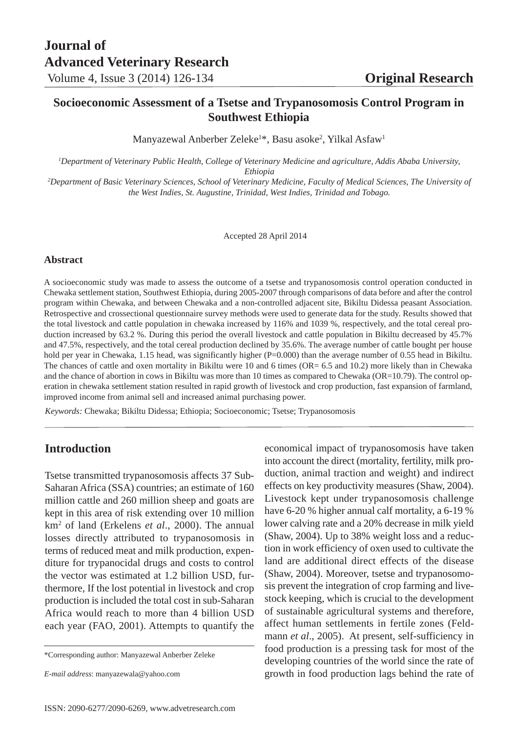# Socioeconomic Assessment of a Tsetse and Trypanosomosis Control Program in Southwest Ethiopia

Manyazewal Anberber Zeleke[1]*, Basu asoke[2], Yilkal Asfaw[1]

[1]*Department of Veterinary Public Health, College of Veterinary Medicine and agriculture, Addis Ababa University, Ethiopia*

[2]*Department of Basic Veterinary Sciences, School of Veterinary Medicine, Faculty of Medical Sciences, The University of the West Indies, St. Augustine, Trinidad, West Indies, Trinidad and Tobago.*

Accepted 28 April 2014

## Abstract

A socioeconomic study was made to assess the outcome of a tsetse and trypanosomosis control operation conducted in Chewaka settlement station, Southwest Ethiopia, during 2005-2007 through comparisons of data before and after the control program within Chewaka, and between Chewaka and a non-controlled adjacent site, Bikiltu Didessa peasant Association. Retrospective and crossectional questionnaire survey methods were used to generate data for the study. Results showed that the total livestock and cattle population in chewaka increased by 116% and 1039 %, respectively, and the total cereal production increased by 63.2 %. During this period the overall livestock and cattle population in Bikiltu decreased by 45.7% and 47.5%, respectively, and the total cereal production declined by 35.6%. The average number of cattle bought per house hold per year in Chewaka, 1.15 head, was significantly higher (P=0.000) than the average number of 0.55 head in Bikiltu. The chances of cattle and oxen mortality in Bikiltu were 10 and 6 times (OR= 6.5 and 10.2) more likely than in Chewaka and the chance of abortion in cows in Bikiltu was more than 10 times as compared to Chewaka (OR=10.79). The control operation in chewaka settlement station resulted in rapid growth of livestock and crop production, fast expansion of farmland, improved income from animal sell and increased animal purchasing power.

*Keywords:* Chewaka; Bikiltu Didessa; Ethiopia; Socioeconomic; Tsetse; Trypanosomosis

## Introduction

Tsetse transmitted trypanosomosis affects 37 Sub-Saharan Africa (SSA) countries; an estimate of 160 million cattle and 260 million sheep and goats are kept in this area of risk extending over 10 million km$^2$ of land (Erkelens *et al*., 2000). The annual losses directly attributed to trypanosomosis in terms of reduced meat and milk production, expenditure for trypanocidal drugs and costs to control the vector was estimated at 1.2 billion USD, furthermore, If the lost potential in livestock and crop production is included the total cost in sub-Saharan Africa would reach to more than 4 billion USD each year (FAO, 2001). Attempts to quantify the economical impact of trypanosomosis have taken into account the direct (mortality, fertility, milk production, animal traction and weight) and indirect effects on key productivity measures (Shaw, 2004). Livestock kept under trypanosomosis challenge have 6-20 % higher annual calf mortality, a 6-19 % lower calving rate and a 20% decrease in milk yield (Shaw, 2004). Up to 38% weight loss and a reduction in work efficiency of oxen used to cultivate the land are additional direct effects of the disease (Shaw, 2004). Moreover, tsetse and trypanosomosis prevent the integration of crop farming and livestock keeping, which is crucial to the development of sustainable agricultural systems and therefore, affect human settlements in fertile zones (Feldmann *et al*., 2005). At present, self-sufficiency in food production is a pressing task for most of the developing countries of the world since the rate of growth in food production lags behind the rate of

*Corresponding author: Manyazewal Anberber Zeleke

*E-mail address*: manyazewala@yahoo.com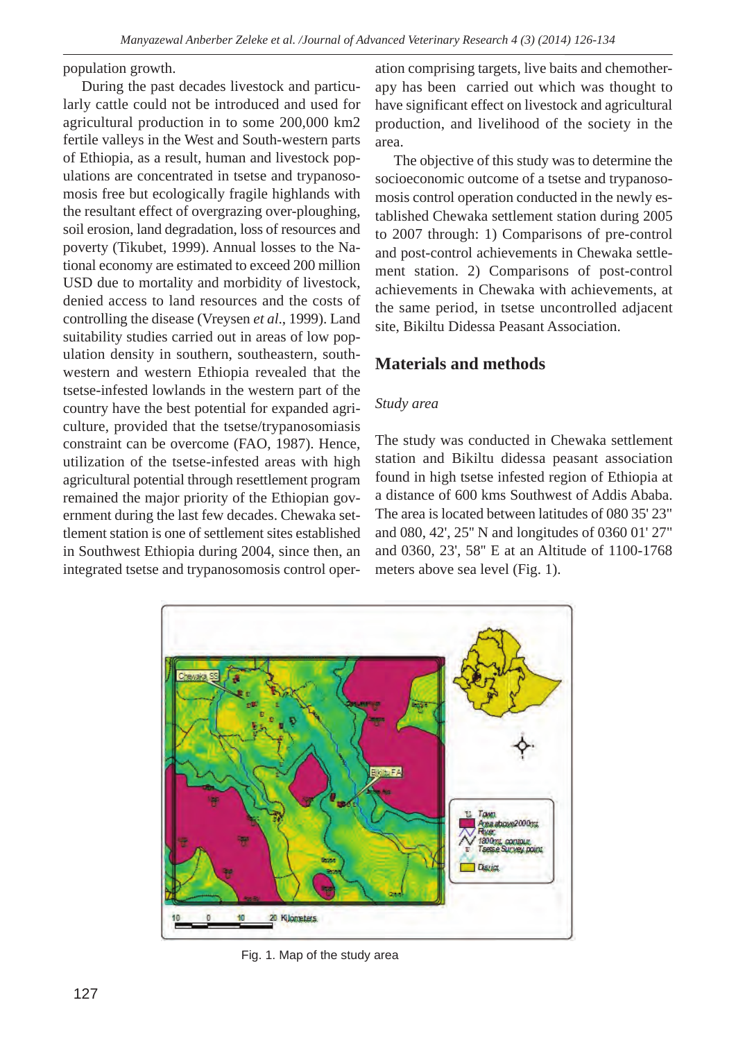population growth.

During the past decades livestock and particularly cattle could not be introduced and used for agricultural production in to some 200,000 km2 fertile valleys in the West and South-western parts of Ethiopia, as a result, human and livestock populations are concentrated in tsetse and trypanosomosis free but ecologically fragile highlands with the resultant effect of overgrazing over-ploughing, soil erosion, land degradation, loss of resources and poverty (Tikubet, 1999). Annual losses to the National economy are estimated to exceed 200 million USD due to mortality and morbidity of livestock, denied access to land resources and the costs of controlling the disease (Vreysen *et al*., 1999). Land suitability studies carried out in areas of low population density in southern, southeastern, southwestern and western Ethiopia revealed that the tsetse-infested lowlands in the western part of the country have the best potential for expanded agriculture, provided that the tsetse/trypanosomiasis constraint can be overcome (FAO, 1987). Hence, utilization of the tsetse-infested areas with high agricultural potential through resettlement program remained the major priority of the Ethiopian government during the last few decades. Chewaka settlement station is one of settlement sites established in Southwest Ethiopia during 2004, since then, an integrated tsetse and trypanosomosis control operation comprising targets, live baits and chemotherapy has been carried out which was thought to have significant effect on livestock and agricultural production, and livelihood of the society in the area.

The objective of this study was to determine the socioeconomic outcome of a tsetse and trypanosomosis control operation conducted in the newly established Chewaka settlement station during 2005 to 2007 through: 1) Comparisons of pre-control and post-control achievements in Chewaka settlement station. 2) Comparisons of post-control achievements in Chewaka with achievements, at the same period, in tsetse uncontrolled adjacent site, Bikiltu Didessa Peasant Association.

## Materials and methods

### *Study area*

The study was conducted in Chewaka settlement station and Bikiltu didessa peasant association found in high tsetse infested region of Ethiopia at a distance of 600 kms Southwest of Addis Ababa. The area is located between latitudes of 080 35' 23" and 080, 42', 25" N and longitudes of 0360 01' 27" and 0360, 23', 58" E at an Altitude of 1100-1768 meters above sea level (Fig. 1).

Fig. 1. Map of the study area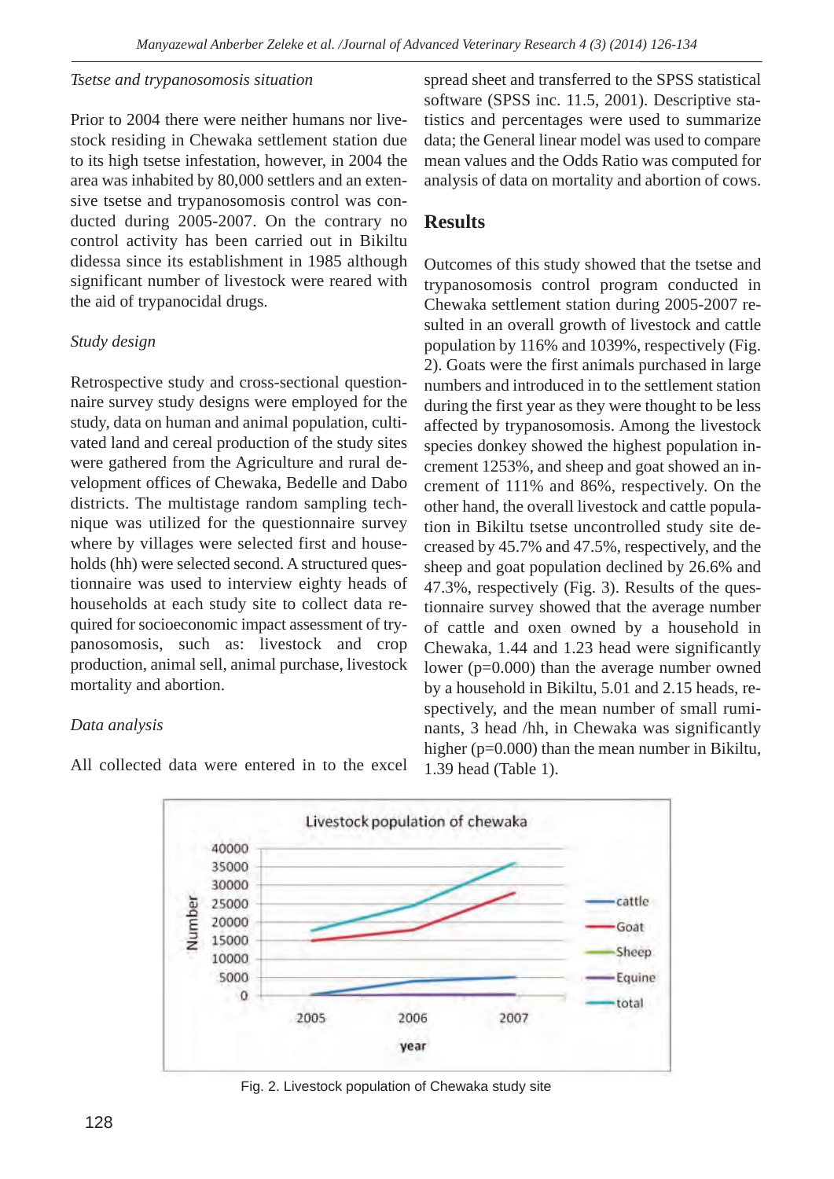*Tsetse and trypanosomosis situation*

Prior to 2004 there were neither humans nor livestock residing in Chewaka settlement station due to its high tsetse infestation, however, in 2004 the area was inhabited by 80,000 settlers and an extensive tsetse and trypanosomosis control was conducted during 2005-2007. On the contrary no control activity has been carried out in Bikiltu didessa since its establishment in 1985 although significant number of livestock were reared with the aid of trypanocidal drugs.

*Study design*

Retrospective study and cross-sectional questionnaire survey study designs were employed for the study, data on human and animal population, cultivated land and cereal production of the study sites were gathered from the Agriculture and rural development offices of Chewaka, Bedelle and Dabo districts. The multistage random sampling technique was utilized for the questionnaire survey where by villages were selected first and households (hh) were selected second. A structured questionnaire was used to interview eighty heads of households at each study site to collect data required for socioeconomic impact assessment of trypanosomosis, such as: livestock and crop production, animal sell, animal purchase, livestock mortality and abortion.

*Data analysis*

All collected data were entered in to the excel spread sheet and transferred to the SPSS statistical software (SPSS inc. 11.5, 2001). Descriptive statistics and percentages were used to summarize data; the General linear model was used to compare mean values and the Odds Ratio was computed for analysis of data on mortality and abortion of cows.

## Results

Outcomes of this study showed that the tsetse and trypanosomosis control program conducted in Chewaka settlement station during 2005-2007 resulted in an overall growth of livestock and cattle population by 116% and 1039%, respectively (Fig. 2). Goats were the first animals purchased in large numbers and introduced in to the settlement station during the first year as they were thought to be less affected by trypanosomosis. Among the livestock species donkey showed the highest population increment 1253%, and sheep and goat showed an increment of 111% and 86%, respectively. On the other hand, the overall livestock and cattle population in Bikiltu tsetse uncontrolled study site decreased by 45.7% and 47.5%, respectively, and the sheep and goat population declined by 26.6% and 47.3%, respectively (Fig. 3). Results of the questionnaire survey showed that the average number of cattle and oxen owned by a household in Chewaka, 1.44 and 1.23 head were significantly lower (p=0.000) than the average number owned by a household in Bikiltu, 5.01 and 2.15 heads, respectively, and the mean number of small ruminants, 3 head /hh, in Chewaka was significantly higher (p=0.000) than the mean number in Bikiltu, 1.39 head (Table 1).

Fig. 2. Livestock population of Chewaka study site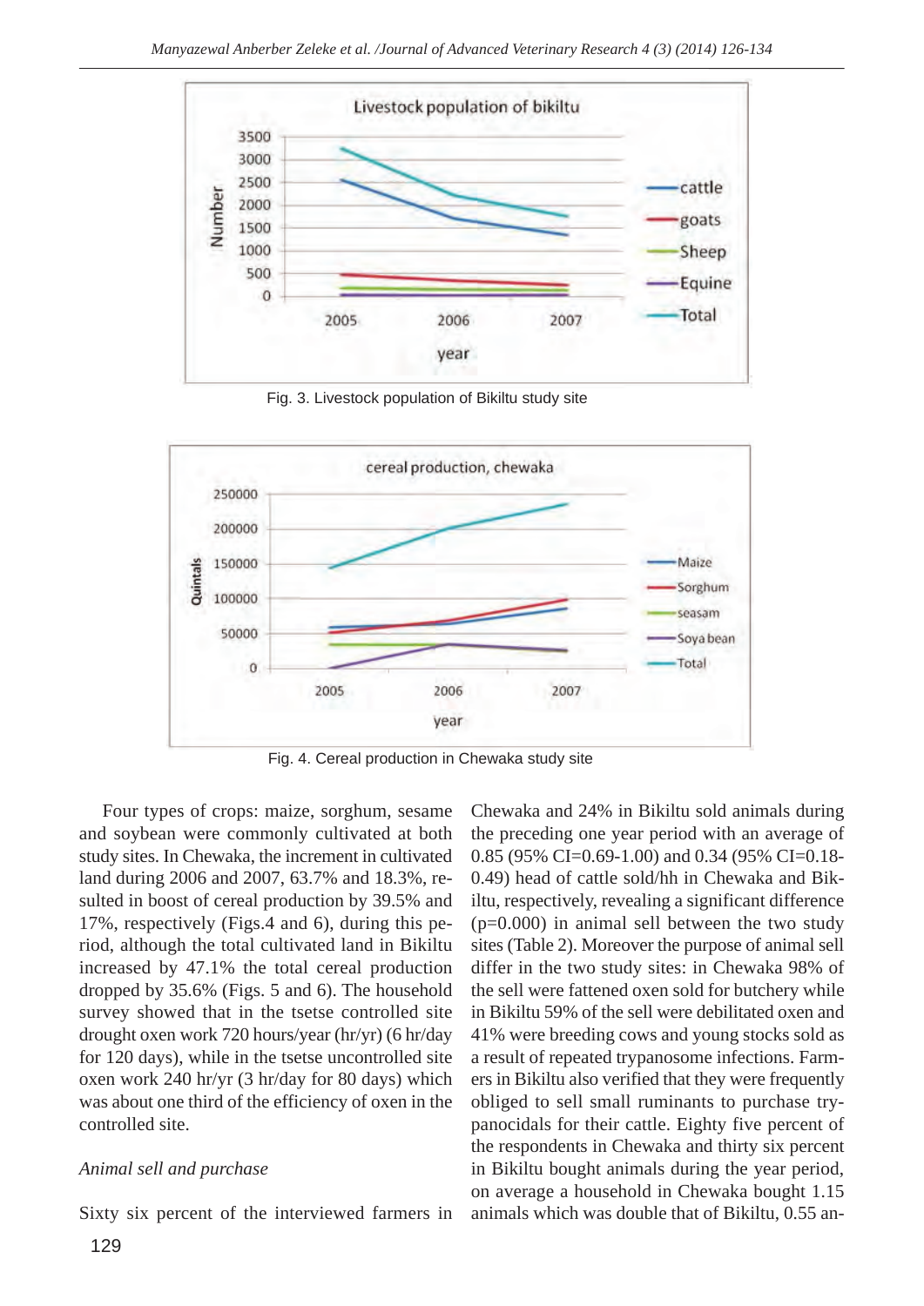Fig. 3. Livestock population of Bikiltu study site

Fig. 4. Cereal production in Chewaka study site

Four types of crops: maize, sorghum, sesame and soybean were commonly cultivated at both study sites. In Chewaka, the increment in cultivated land during 2006 and 2007, 63.7% and 18.3%, resulted in boost of cereal production by 39.5% and 17%, respectively (Figs.4 and 6), during this period, although the total cultivated land in Bikiltu increased by 47.1% the total cereal production dropped by 35.6% (Figs. 5 and 6). The household survey showed that in the tsetse controlled site drought oxen work 720 hours/year (hr/yr) (6 hr/day for 120 days), while in the tsetse uncontrolled site oxen work 240 hr/yr (3 hr/day for 80 days) which was about one third of the efficiency of oxen in the controlled site.

*Animal sell and purchase*

Sixty six percent of the interviewed farmers in Chewaka and 24% in Bikiltu sold animals during the preceding one year period with an average of 0.85 (95% CI=0.69-1.00) and 0.34 (95% CI=0.18-0.49) head of cattle sold/hh in Chewaka and Bikiltu, respectively, revealing a significant difference (p=0.000) in animal sell between the two study sites (Table 2). Moreover the purpose of animal sell differ in the two study sites: in Chewaka 98% of the sell were fattened oxen sold for butchery while in Bikiltu 59% of the sell were debilitated oxen and 41% were breeding cows and young stocks sold as a result of repeated trypanosome infections. Farmers in Bikiltu also verified that they were frequently obliged to sell small ruminants to purchase trypanocidals for their cattle. Eighty five percent of the respondents in Chewaka and thirty six percent in Bikiltu bought animals during the year period, on average a household in Chewaka bought 1.15 animals which was double that of Bikiltu, 0.55 an-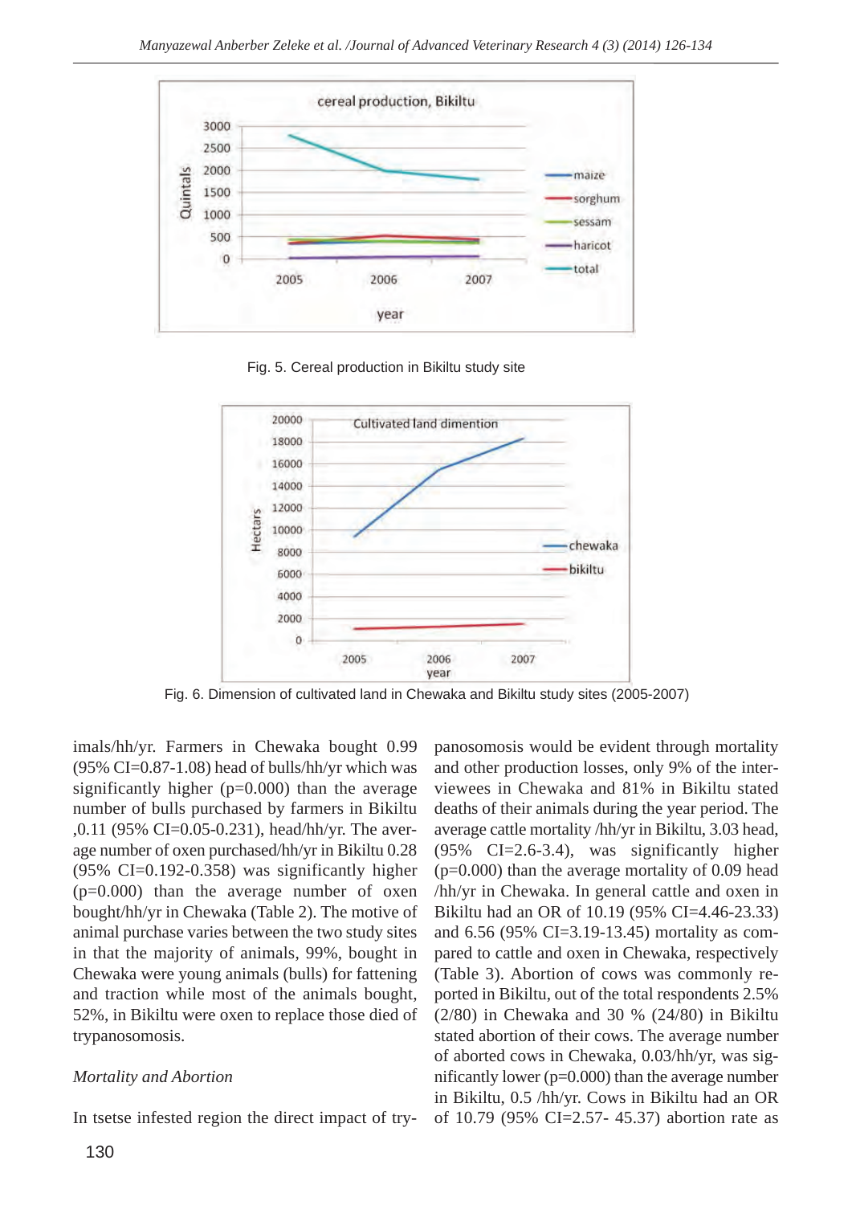Fig. 5. Cereal production in Bikiltu study site

Fig. 6. Dimension of cultivated land in Chewaka and Bikiltu study sites (2005-2007)

imals/hh/yr. Farmers in Chewaka bought 0.99 (95% CI=0.87-1.08) head of bulls/hh/yr which was significantly higher (p=0.000) than the average number of bulls purchased by farmers in Bikiltu ,0.11 (95% CI=0.05-0.231), head/hh/yr. The average number of oxen purchased/hh/yr in Bikiltu 0.28 (95% CI=0.192-0.358) was significantly higher (p=0.000) than the average number of oxen bought/hh/yr in Chewaka (Table 2). The motive of animal purchase varies between the two study sites in that the majority of animals, 99%, bought in Chewaka were young animals (bulls) for fattening and traction while most of the animals bought, 52%, in Bikiltu were oxen to replace those died of trypanosomosis.

*Mortality and Abortion*

In tsetse infested region the direct impact of trypanosomosis would be evident through mortality and other production losses, only 9% of the interviewees in Chewaka and 81% in Bikiltu stated deaths of their animals during the year period. The average cattle mortality /hh/yr in Bikiltu, 3.03 head, (95% CI=2.6-3.4), was significantly higher (p=0.000) than the average mortality of 0.09 head /hh/yr in Chewaka. In general cattle and oxen in Bikiltu had an OR of 10.19 (95% CI=4.46-23.33) and 6.56 (95% CI=3.19-13.45) mortality as compared to cattle and oxen in Chewaka, respectively (Table 3). Abortion of cows was commonly reported in Bikiltu, out of the total respondents 2.5% (2/80) in Chewaka and 30 % (24/80) in Bikiltu stated abortion of their cows. The average number of aborted cows in Chewaka, 0.03/hh/yr, was significantly lower (p=0.000) than the average number in Bikiltu, 0.5 /hh/yr. Cows in Bikiltu had an OR of 10.79 (95% CI=2.57- 45.37) abortion rate as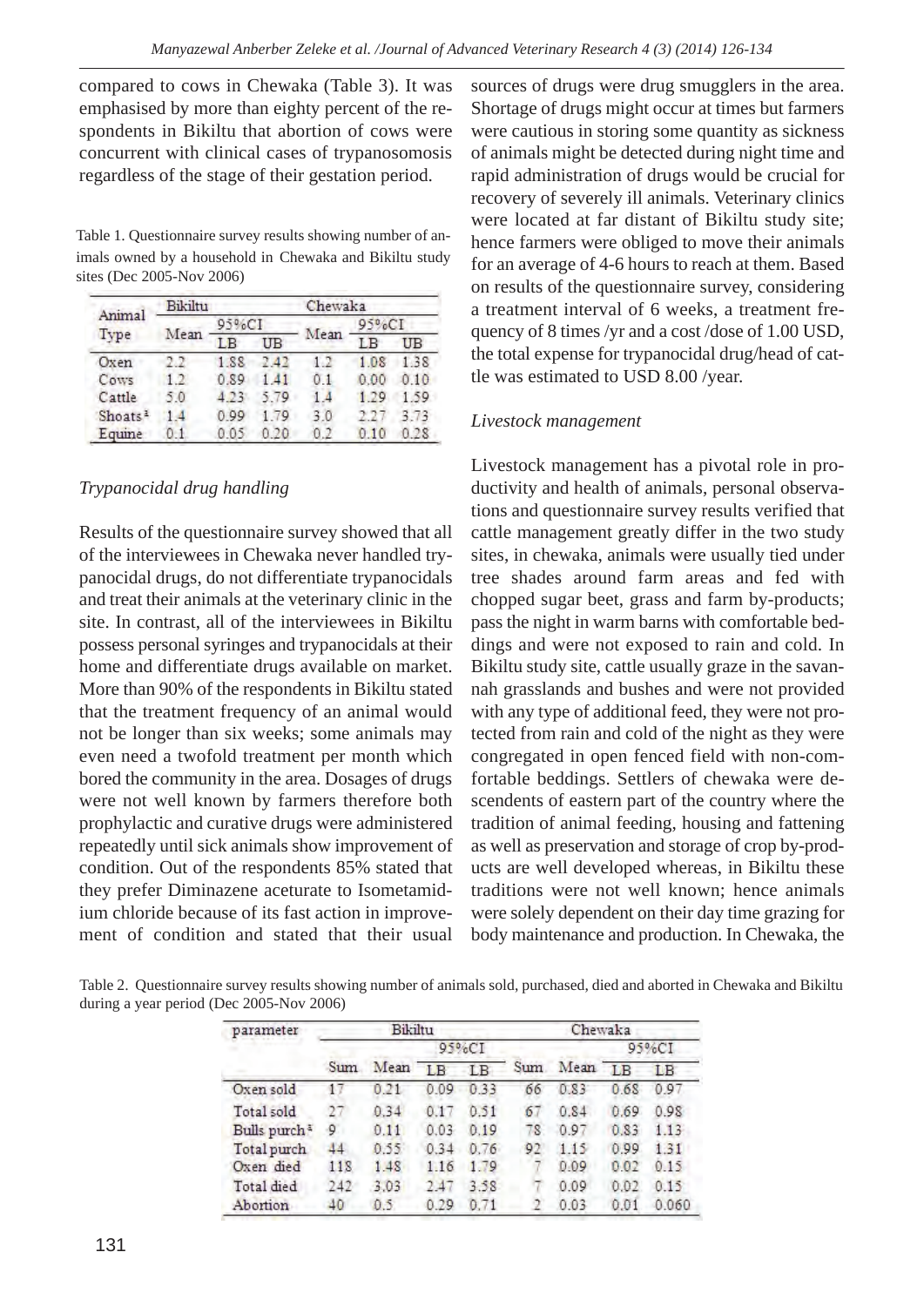compared to cows in Chewaka (Table 3). It was emphasised by more than eighty percent of the respondents in Bikiltu that abortion of cows were concurrent with clinical cases of trypanosomosis regardless of the stage of their gestation period.

Table 1. Questionnaire survey results showing number of animals owned by a household in Chewaka and Bikiltu study sites (Dec 2005-Nov 2006)

| Animal Type | Bikiltu | | | Chewaka | | |
|---|---|---|---|---|---|---|
| | Mean | 95%CI | | Mean | 95%CI | |
| | | LB | UB | | LB | UB |
| Oxen | 2.2 | 1.88 | 2.42 | 1.2 | 1.08 | 1.38 |
| Cows | 1.2 | 0.89 | 1.41 | 0.1 | 0.00 | 0.10 |
| Cattle | 5.0 | 4.23 | 5.79 | 1.4 | 1.29 | 1.59 |
| Shoats[a] | 1.4 | 0.99 | 1.79 | 3.0 | 2.27 | 3.73 |
| Equine | 0.1 | 0.05 | 0.20 | 0.2 | 0.10 | 0.28 |

*Trypanocidal drug handling*

Results of the questionnaire survey showed that all of the interviewees in Chewaka never handled trypanocidal drugs, do not differentiate trypanocidals and treat their animals at the veterinary clinic in the site. In contrast, all of the interviewees in Bikiltu possess personal syringes and trypanocidals at their home and differentiate drugs available on market. More than 90% of the respondents in Bikiltu stated that the treatment frequency of an animal would not be longer than six weeks; some animals may even need a twofold treatment per month which bored the community in the area. Dosages of drugs were not well known by farmers therefore both prophylactic and curative drugs were administered repeatedly until sick animals show improvement of condition. Out of the respondents 85% stated that they prefer Diminazene aceturate to Isometamidium chloride because of its fast action in improvement of condition and stated that their usual sources of drugs were drug smugglers in the area. Shortage of drugs might occur at times but farmers were cautious in storing some quantity as sickness of animals might be detected during night time and rapid administration of drugs would be crucial for recovery of severely ill animals. Veterinary clinics were located at far distant of Bikiltu study site; hence farmers were obliged to move their animals for an average of 4-6 hours to reach at them. Based on results of the questionnaire survey, considering a treatment interval of 6 weeks, a treatment frequency of 8 times /yr and a cost /dose of 1.00 USD, the total expense for trypanocidal drug/head of cattle was estimated to USD 8.00 /year.

*Livestock management*

Livestock management has a pivotal role in productivity and health of animals, personal observations and questionnaire survey results verified that cattle management greatly differ in the two study sites, in chewaka, animals were usually tied under tree shades around farm areas and fed with chopped sugar beet, grass and farm by-products; pass the night in warm barns with comfortable beddings and were not exposed to rain and cold. In Bikiltu study site, cattle usually graze in the savannah grasslands and bushes and were not provided with any type of additional feed, they were not protected from rain and cold of the night as they were congregated in open fenced field with non-comfortable beddings. Settlers of chewaka were descendents of eastern part of the country where the tradition of animal feeding, housing and fattening as well as preservation and storage of crop by-products are well developed whereas, in Bikiltu these traditions were not well known; hence animals were solely dependent on their day time grazing for body maintenance and production. In Chewaka, the

Table 2. Questionnaire survey results showing number of animals sold, purchased, died and aborted in Chewaka and Bikiltu during a year period (Dec 2005-Nov 2006)

| parameter | Bikiltu | | | | Chewaka | | | |
|---|---|---|---|---|---|---|---|---|
| | Sum | Mean | 95%CI | | Sum | Mean | 95%CI | |
| | | | LB | LB | | | LB | LB |
| Oxen sold | 17 | 0.21 | 0.09 | 0.33 | 66 | 0.83 | 0.68 | 0.97 |
| Total sold | 27 | 0.34 | 0.17 | 0.51 | 67 | 0.84 | 0.69 | 0.98 |
| Bulls purch[a] | 9 | 0.11 | 0.03 | 0.19 | 78 | 0.97 | 0.83 | 1.13 |
| Total purch | 44 | 0.55 | 0.34 | 0.76 | 92 | 1.15 | 0.99 | 1.31 |
| Oxen died | 118 | 1.48 | 1.16 | 1.79 | 7 | 0.09 | 0.02 | 0.15 |
| Total died | 242 | 3.03 | 2.47 | 3.58 | 7 | 0.09 | 0.02 | 0.15 |
| Abortion | 40 | 0.5 | 0.29 | 0.71 | 2 | 0.03 | 0.01 | 0.060 |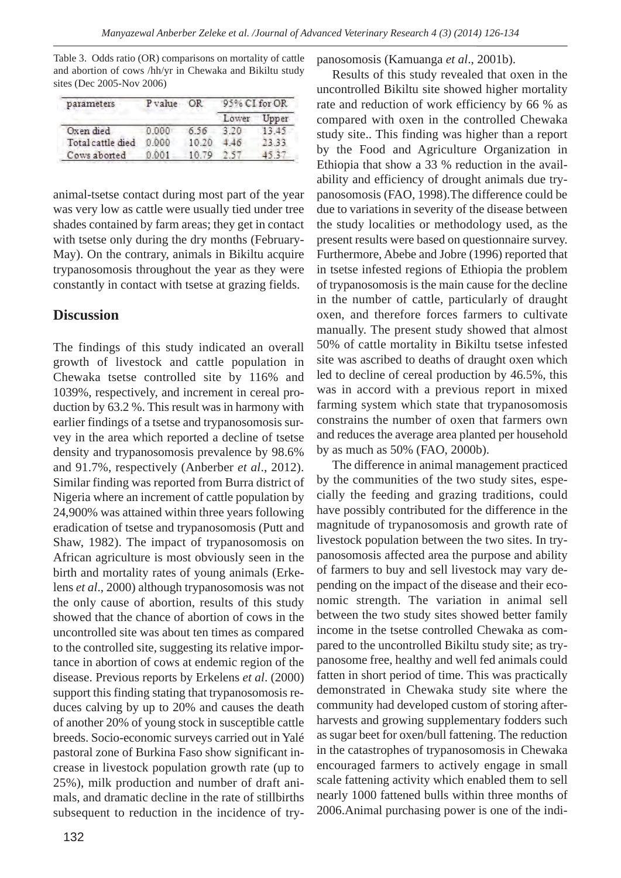Table 3. Odds ratio (OR) comparisons on mortality of cattle and abortion of cows /hh/yr in Chewaka and Bikiltu study sites (Dec 2005-Nov 2006)

| parameters | P value | OR | 95% CI for OR | |
|---|---|---|---|---|
| | | | Lower | Upper |
| Oxen died | 0.000 | 6.56 | 3.20 | 13.45 |
| Total cattle died | 0.000 | 10.20 | 4.46 | 23.33 |
| Cows aborted | 0.001 | 10.79 | 2.57 | 45.37 |

animal-tsetse contact during most part of the year was very low as cattle were usually tied under tree shades contained by farm areas; they get in contact with tsetse only during the dry months (February-May). On the contrary, animals in Bikiltu acquire trypanosomosis throughout the year as they were constantly in contact with tsetse at grazing fields.

## Discussion

The findings of this study indicated an overall growth of livestock and cattle population in Chewaka tsetse controlled site by 116% and 1039%, respectively, and increment in cereal production by 63.2 %. This result was in harmony with earlier findings of a tsetse and trypanosomosis survey in the area which reported a decline of tsetse density and trypanosomosis prevalence by 98.6% and 91.7%, respectively (Anberber *et al*., 2012). Similar finding was reported from Burra district of Nigeria where an increment of cattle population by 24,900% was attained within three years following eradication of tsetse and trypanosomosis (Putt and Shaw, 1982). The impact of trypanosomosis on African agriculture is most obviously seen in the birth and mortality rates of young animals (Erkelens *et al*., 2000) although trypanosomosis was not the only cause of abortion, results of this study showed that the chance of abortion of cows in the uncontrolled site was about ten times as compared to the controlled site, suggesting its relative importance in abortion of cows at endemic region of the disease. Previous reports by Erkelens *et al*. (2000) support this finding stating that trypanosomosis reduces calving by up to 20% and causes the death of another 20% of young stock in susceptible cattle breeds. Socio-economic surveys carried out in Yalé pastoral zone of Burkina Faso show significant increase in livestock population growth rate (up to 25%), milk production and number of draft animals, and dramatic decline in the rate of stillbirths subsequent to reduction in the incidence of trypanosomosis (Kamuanga *et al*., 2001b).

Results of this study revealed that oxen in the uncontrolled Bikiltu site showed higher mortality rate and reduction of work efficiency by 66 % as compared with oxen in the controlled Chewaka study site.. This finding was higher than a report by the Food and Agriculture Organization in Ethiopia that show a 33 % reduction in the availability and efficiency of drought animals due trypanosomosis (FAO, 1998).The difference could be due to variations in severity of the disease between the study localities or methodology used, as the present results were based on questionnaire survey. Furthermore, Abebe and Jobre (1996) reported that in tsetse infested regions of Ethiopia the problem of trypanosomosis is the main cause for the decline in the number of cattle, particularly of draught oxen, and therefore forces farmers to cultivate manually. The present study showed that almost 50% of cattle mortality in Bikiltu tsetse infested site was ascribed to deaths of draught oxen which led to decline of cereal production by 46.5%, this was in accord with a previous report in mixed farming system which state that trypanosomosis constrains the number of oxen that farmers own and reduces the average area planted per household by as much as 50% (FAO, 2000b).

The difference in animal management practiced by the communities of the two study sites, especially the feeding and grazing traditions, could have possibly contributed for the difference in the magnitude of trypanosomosis and growth rate of livestock population between the two sites. In trypanosomosis affected area the purpose and ability of farmers to buy and sell livestock may vary depending on the impact of the disease and their economic strength. The variation in animal sell between the two study sites showed better family income in the tsetse controlled Chewaka as compared to the uncontrolled Bikiltu study site; as trypanosome free, healthy and well fed animals could fatten in short period of time. This was practically demonstrated in Chewaka study site where the community had developed custom of storing after-harvests and growing supplementary fodders such as sugar beet for oxen/bull fattening. The reduction in the catastrophes of trypanosomosis in Chewaka encouraged farmers to actively engage in small scale fattening activity which enabled them to sell nearly 1000 fattened bulls within three months of 2006.Animal purchasing power is one of the indi-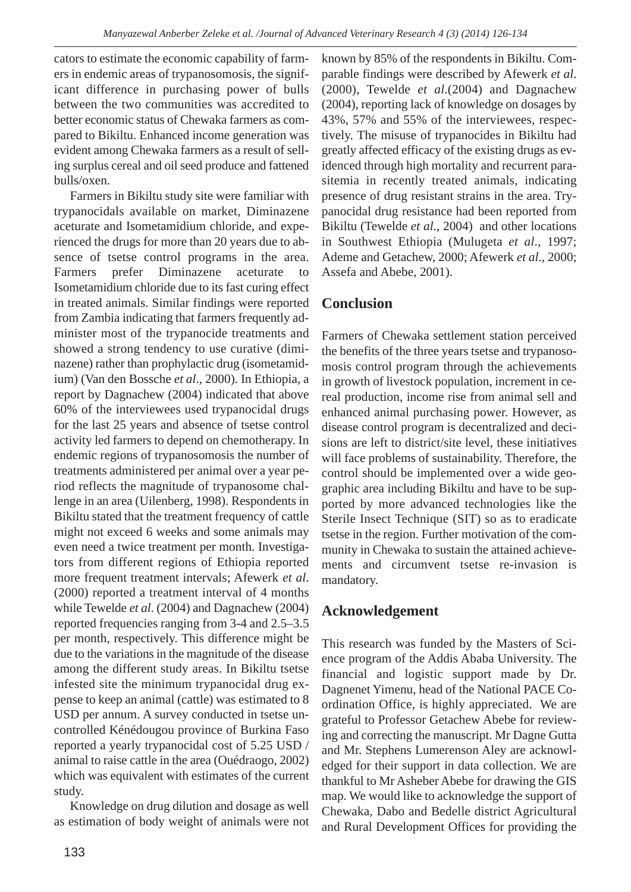cators to estimate the economic capability of farmers in endemic areas of trypanosomosis, the significant difference in purchasing power of bulls between the two communities was accredited to better economic status of Chewaka farmers as compared to Bikiltu. Enhanced income generation was evident among Chewaka farmers as a result of selling surplus cereal and oil seed produce and fattened bulls/oxen.

Farmers in Bikiltu study site were familiar with trypanocidals available on market, Diminazene aceturate and Isometamidium chloride, and experienced the drugs for more than 20 years due to absence of tsetse control programs in the area. Farmers prefer Diminazene aceturate to Isometamidium chloride due to its fast curing effect in treated animals. Similar findings were reported from Zambia indicating that farmers frequently administer most of the trypanocide treatments and showed a strong tendency to use curative (diminazene) rather than prophylactic drug (isometamidium) (Van den Bossche *et al*., 2000). In Ethiopia, a report by Dagnachew (2004) indicated that above 60% of the interviewees used trypanocidal drugs for the last 25 years and absence of tsetse control activity led farmers to depend on chemotherapy. In endemic regions of trypanosomosis the number of treatments administered per animal over a year period reflects the magnitude of trypanosome challenge in an area (Uilenberg, 1998). Respondents in Bikiltu stated that the treatment frequency of cattle might not exceed 6 weeks and some animals may even need a twice treatment per month. Investigators from different regions of Ethiopia reported more frequent treatment intervals; Afewerk *et al*. (2000) reported a treatment interval of 4 months while Tewelde *et al*. (2004) and Dagnachew (2004) reported frequencies ranging from 3-4 and 2.5–3.5 per month, respectively. This difference might be due to the variations in the magnitude of the disease among the different study areas. In Bikiltu tsetse infested site the minimum trypanocidal drug expense to keep an animal (cattle) was estimated to 8 USD per annum. A survey conducted in tsetse uncontrolled Kénédougou province of Burkina Faso reported a yearly trypanocidal cost of 5.25 USD / animal to raise cattle in the area (Ouédraogo, 2002) which was equivalent with estimates of the current study.

Knowledge on drug dilution and dosage as well as estimation of body weight of animals were not known by 85% of the respondents in Bikiltu. Comparable findings were described by Afewerk *et al*. (2000), Tewelde *et al*.(2004) and Dagnachew (2004), reporting lack of knowledge on dosages by 43%, 57% and 55% of the interviewees, respectively. The misuse of trypanocides in Bikiltu had greatly affected efficacy of the existing drugs as evidenced through high mortality and recurrent parasitemia in recently treated animals, indicating presence of drug resistant strains in the area. Trypanocidal drug resistance had been reported from Bikiltu (Tewelde *et al*., 2004) and other locations in Southwest Ethiopia (Mulugeta *et al*., 1997; Ademe and Getachew, 2000; Afewerk *et al*., 2000; Assefa and Abebe, 2001).

## Conclusion

Farmers of Chewaka settlement station perceived the benefits of the three years tsetse and trypanosomosis control program through the achievements in growth of livestock population, increment in cereal production, income rise from animal sell and enhanced animal purchasing power. However, as disease control program is decentralized and decisions are left to district/site level, these initiatives will face problems of sustainability. Therefore, the control should be implemented over a wide geographic area including Bikiltu and have to be supported by more advanced technologies like the Sterile Insect Technique (SIT) so as to eradicate tsetse in the region. Further motivation of the community in Chewaka to sustain the attained achievements and circumvent tsetse re-invasion is mandatory.

## Acknowledgement

This research was funded by the Masters of Science program of the Addis Ababa University. The financial and logistic support made by Dr. Dagnenet Yimenu, head of the National PACE Coordination Office, is highly appreciated. We are grateful to Professor Getachew Abebe for reviewing and correcting the manuscript. Mr Dagne Gutta and Mr. Stephens Lumerenson Aley are acknowledged for their support in data collection. We are thankful to Mr Asheber Abebe for drawing the GIS map. We would like to acknowledge the support of Chewaka, Dabo and Bedelle district Agricultural and Rural Development Offices for providing the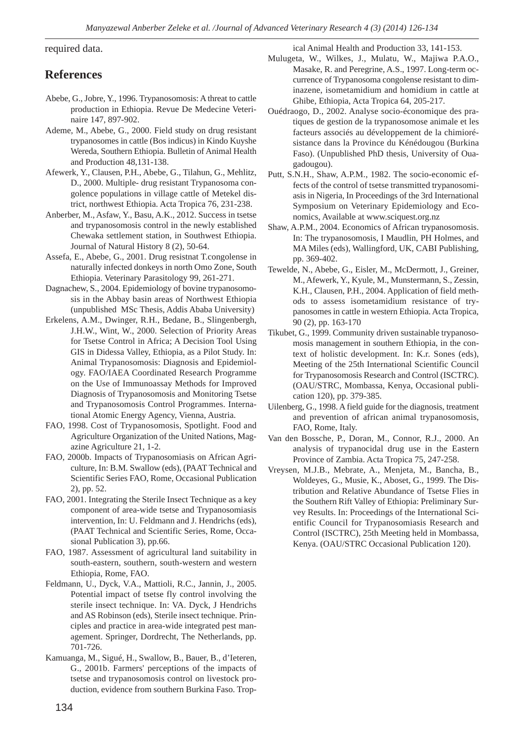required data.

## References

Abebe, G., Jobre, Y., 1996. Trypanosomosis: A threat to cattle production in Ethiopia. Revue De Medecine Veterinaire 147, 897-902.

Ademe, M., Abebe, G., 2000. Field study on drug resistant trypanosomes in cattle (Bos indicus) in Kindo Kuyshe Wereda, Southern Ethiopia. Bulletin of Animal Health and Production 48,131-138.

Afewerk, Y., Clausen, P.H., Abebe, G., Tilahun, G., Mehlitz, D., 2000. Multiple- drug resistant Trypanosoma congolence populations in village cattle of Metekel district, northwest Ethiopia. Acta Tropica 76, 231-238.

Anberber, M., Asfaw, Y., Basu, A.K., 2012. Success in tsetse and trypanosomosis control in the newly established Chewaka settlement station, in Southwest Ethiopia. Journal of Natural History 8 (2), 50-64.

Assefa, E., Abebe, G., 2001. Drug resistnat T.congolense in naturally infected donkeys in north Omo Zone, South Ethiopia. Veterinary Parasitology 99, 261-271.

Dagnachew, S., 2004. Epidemiology of bovine trypanosomosis in the Abbay basin areas of Northwest Ethiopia (unpublished MSc Thesis, Addis Ababa University)

Erkelens, A.M., Dwinger, R.H., Bedane, B., Slingenbergh, J.H.W., Wint, W., 2000. Selection of Priority Areas for Tsetse Control in Africa; A Decision Tool Using GIS in Didessa Valley, Ethiopia, as a Pilot Study. In: Animal Trypanosomosis: Diagnosis and Epidemiology. FAO/IAEA Coordinated Research Programme on the Use of Immunoassay Methods for Improved Diagnosis of Trypanosomosis and Monitoring Tsetse and Trypanosomosis Control Programmes. International Atomic Energy Agency, Vienna, Austria.

FAO, 1998. Cost of Trypanosomosis, Spotlight. Food and Agriculture Organization of the United Nations, Magazine Agriculture 21, 1-2.

FAO, 2000b. Impacts of Trypanosomiasis on African Agriculture, In: B.M. Swallow (eds), (PAAT Technical and Scientific Series FAO, Rome, Occasional Publication 2), pp. 52.

FAO, 2001. Integrating the Sterile Insect Technique as a key component of area-wide tsetse and Trypanosomiasis intervention, In: U. Feldmann and J. Hendrichs (eds), (PAAT Technical and Scientific Series, Rome, Occasional Publication 3), pp.66.

FAO, 1987. Assessment of agricultural land suitability in south-eastern, southern, south-western and western Ethiopia, Rome, FAO.

Feldmann, U., Dyck, V.A., Mattioli, R.C., Jannin, J., 2005. Potential impact of tsetse fly control involving the sterile insect technique. In: VA. Dyck, J Hendrichs and AS Robinson (eds), Sterile insect technique. Principles and practice in area-wide integrated pest management. Springer, Dordrecht, The Netherlands, pp. 701-726.

Kamuanga, M., Sigué, H., Swallow, B., Bauer, B., d'Ieteren, G., 2001b. Farmers' perceptions of the impacts of tsetse and trypanosomosis control on livestock production, evidence from southern Burkina Faso. Tropical Animal Health and Production 33, 141-153.

Mulugeta, W., Wilkes, J., Mulatu, W., Majiwa P.A.O., Masake, R. and Peregrine, A.S., 1997. Long-term occurrence of Trypanosoma congolense resistant to diminazene, isometamidium and homidium in cattle at Ghibe, Ethiopia, Acta Tropica 64, 205-217.

Ouédraogo, D., 2002. Analyse socio-économique des pratiques de gestion de la trypanosomose animale et les facteurs associés au développement de la chimiorésistance dans la Province du Kénédougou (Burkina Faso). (Unpublished PhD thesis, University of Ouagadougou).

Putt, S.N.H., Shaw, A.P.M., 1982. The socio-economic effects of the control of tsetse transmitted trypanosomiasis in Nigeria, In Proceedings of the 3rd International Symposium on Veterinary Epidemiology and Economics, Available at www.sciquest.org.nz

Shaw, A.P.M., 2004. Economics of African trypanosomosis. In: The trypanosomosis, I Maudlin, PH Holmes, and MA Miles (eds), Wallingford, UK, CABI Publishing, pp. 369-402.

Tewelde, N., Abebe, G., Eisler, M., McDermott, J., Greiner, M., Afewerk, Y., Kyule, M., Munstermann, S., Zessin, K.H., Clausen, P.H., 2004. Application of field methods to assess isometamidium resistance of trypanosomes in cattle in western Ethiopia. Acta Tropica, 90 (2), pp. 163-170

Tikubet, G., 1999. Community driven sustainable trypanosomosis management in southern Ethiopia, in the context of holistic development. In: K.r. Sones (eds), Meeting of the 25th International Scientific Council for Trypanosomosis Research and Control (ISCTRC). (OAU/STRC, Mombassa, Kenya, Occasional publication 120), pp. 379-385.

Uilenberg, G., 1998. A field guide for the diagnosis, treatment and prevention of african animal trypanosomosis, FAO, Rome, Italy.

Van den Bossche, P., Doran, M., Connor, R.J., 2000. An analysis of trypanocidal drug use in the Eastern Province of Zambia. Acta Tropica 75, 247-258.

Vreysen, M.J.B., Mebrate, A., Menjeta, M., Bancha, B., Woldeyes, G., Musie, K., Aboset, G., 1999. The Distribution and Relative Abundance of Tsetse Flies in the Southern Rift Valley of Ethiopia: Preliminary Survey Results. In: Proceedings of the International Scientific Council for Trypanosomiasis Research and Control (ISCTRC), 25th Meeting held in Mombassa, Kenya. (OAU/STRC Occasional Publication 120).